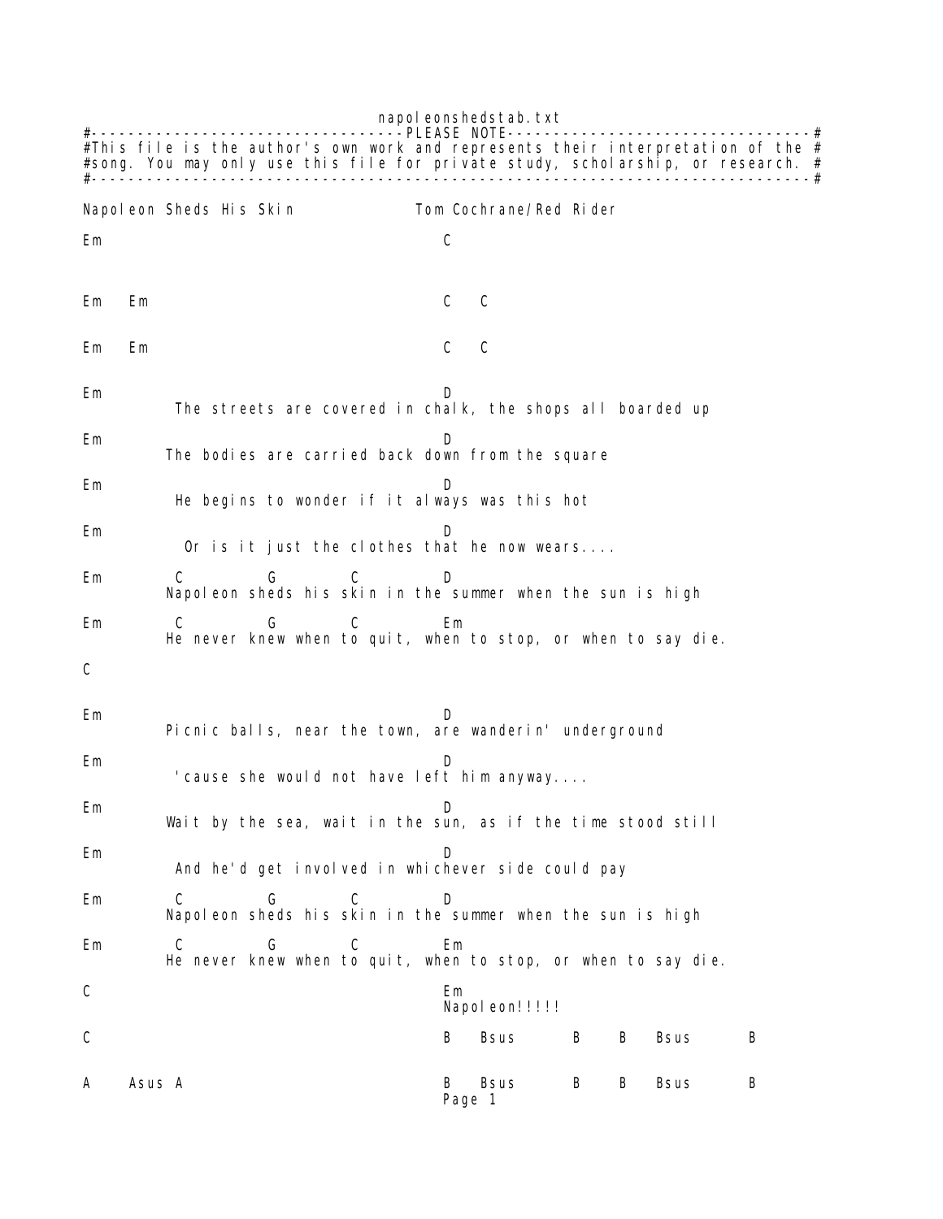napoleonshedstab.txt

```
#--------------------------------PLEASE NOTE---------------------------------#
#This file is the author's own work and represents their interpretation of the #
#song. You may only use this file for private study, scholarship, or research. #
#------------------------------------------------------------------------------#

Napoleon Sheds His Skin              Tom Cochrane/Red Rider

Em                                     C


Em   Em                                C   C


Em   Em                                C   C


Em                                     D
          The streets are covered in chalk, the shops all boarded up

Em                                     D
         The bodies are carried back down from the square

Em                                     D
          He begins to wonder if it always was this hot

Em                                     D
           Or is it just the clothes that he now wears....

Em         C         G         C         D
         Napoleon sheds his skin in the summer when the sun is high

Em         C         G         C         Em
         He never knew when to quit, when to stop, or when to say die.

C


Em                                     D
         Picnic balls, near the town, are wanderin' underground

Em                                     D
          'cause she would not have left him anyway....

Em                                     D
         Wait by the sea, wait in the sun, as if the time stood still

Em                                     D
          And he'd get involved in whichever side could pay

Em         C          G         C         D
         Napoleon sheds his skin in the summer when the sun is high

Em         C          G         C         Em
         He never knew when to quit, when to stop, or when to say die.

C                                      Em
                                       Napoleon!!!!!

C                                      B   Bsus      B    B   Bsus      B


A    Asus A                            B   Bsus      B    B   Bsus      B
```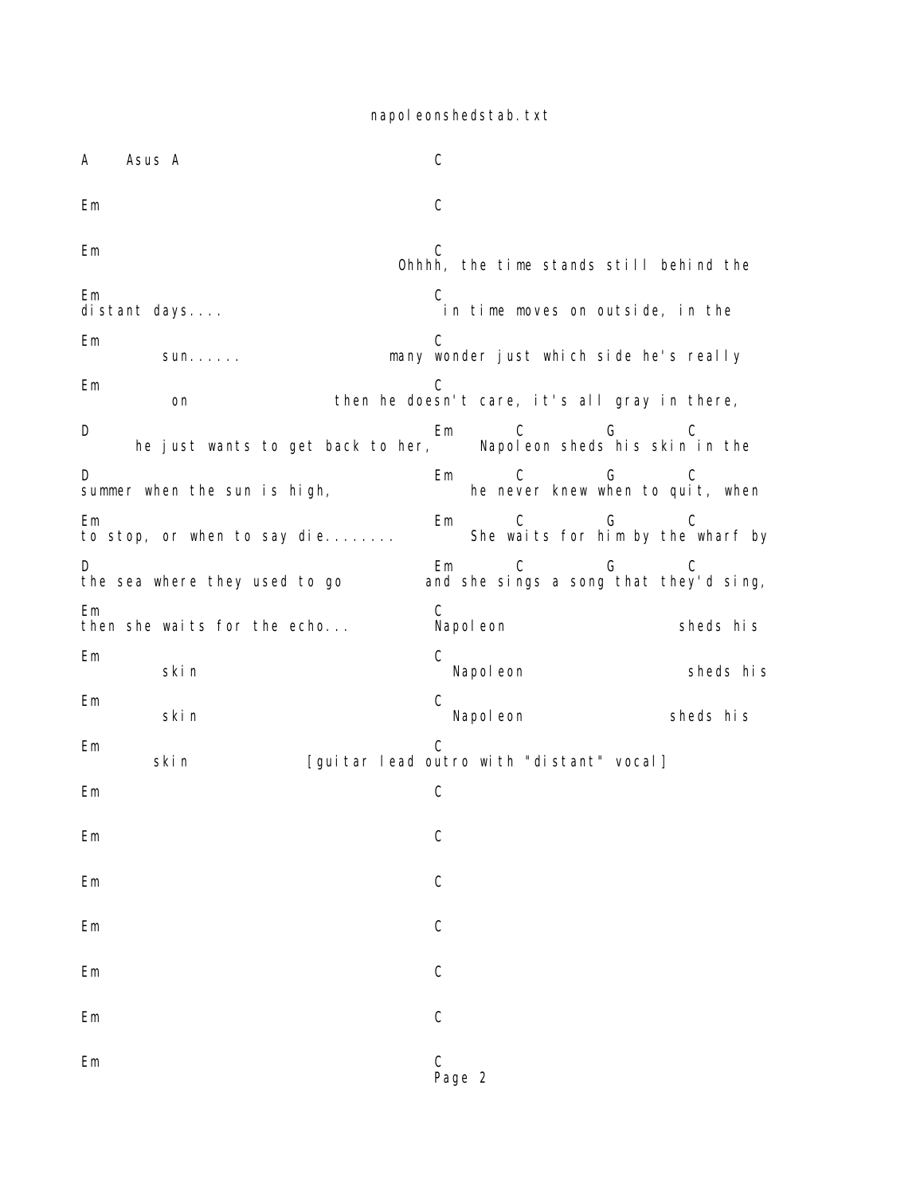```
A     Asus  A                          C

Em                                     C

Em                                     C
                                    Ohhhh, the time stands still behind the

Em                                     C
distant days....                        in time moves on outside, in the

Em                                     C
        sun......                  many wonder just which side he's really

Em                                     C
         on                then he doesn't care, it's all gray in there,

D                                      Em        C          G         C
      he just wants to get back to her,      Napoleon sheds his skin in the

D                                      Em        C          G         C
summer when the sun is high,                he never knew when to quit, when

Em                                     Em        C          G         C
to stop, or when to say die........         She waits for him by the wharf by

D                                      Em        C          G         C
the sea where they used to go         and she sings a song that they'd sing,

Em                                     C
then she waits for the echo...         Napoleon                    sheds his

Em                                     C
        skin                             Napoleon                   sheds his

Em                                     C
        skin                             Napoleon                 sheds his

Em                                     C
       skin              [guitar lead outro with "distant" vocal]

Em                                     C

Em                                     C

Em                                     C

Em                                     C

Em                                     C

Em                                     C

Em                                     C
```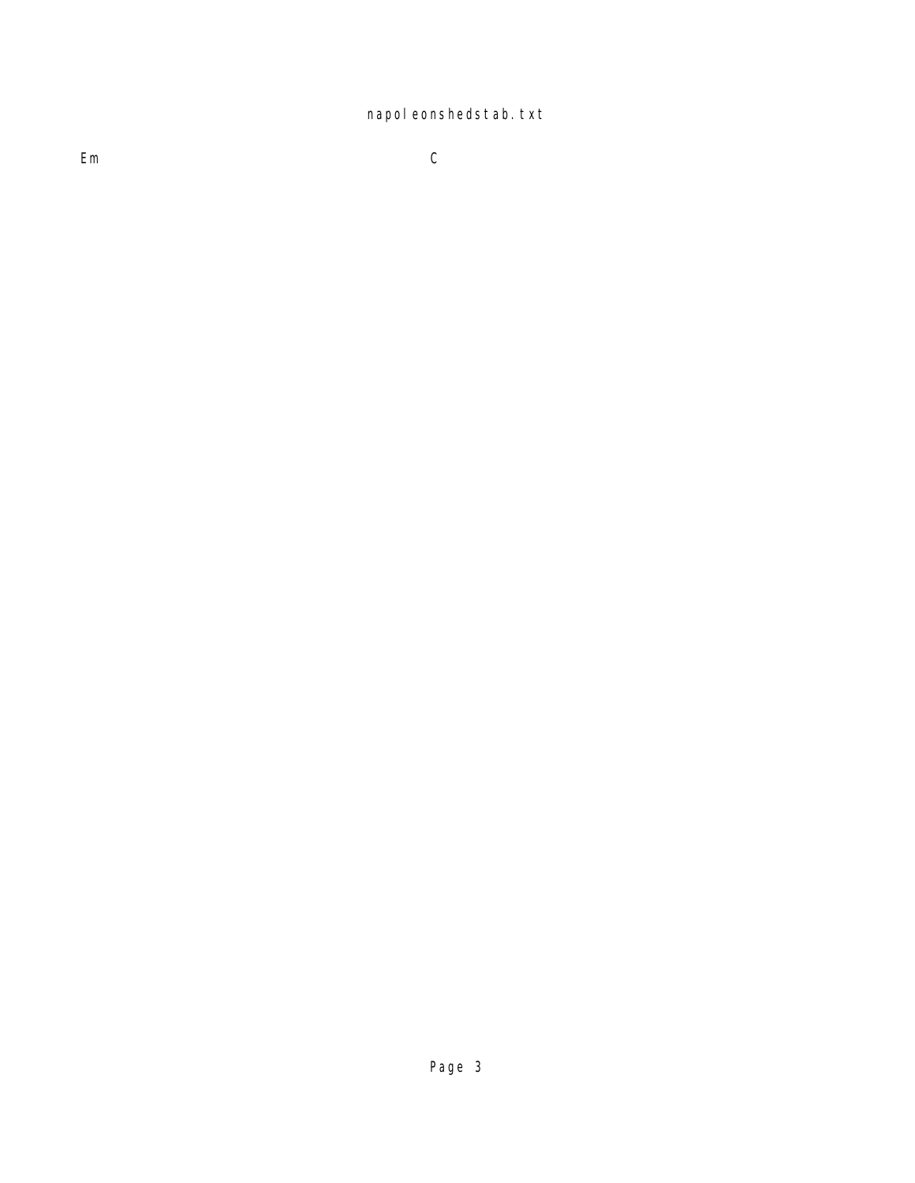```
Em                                          C
```